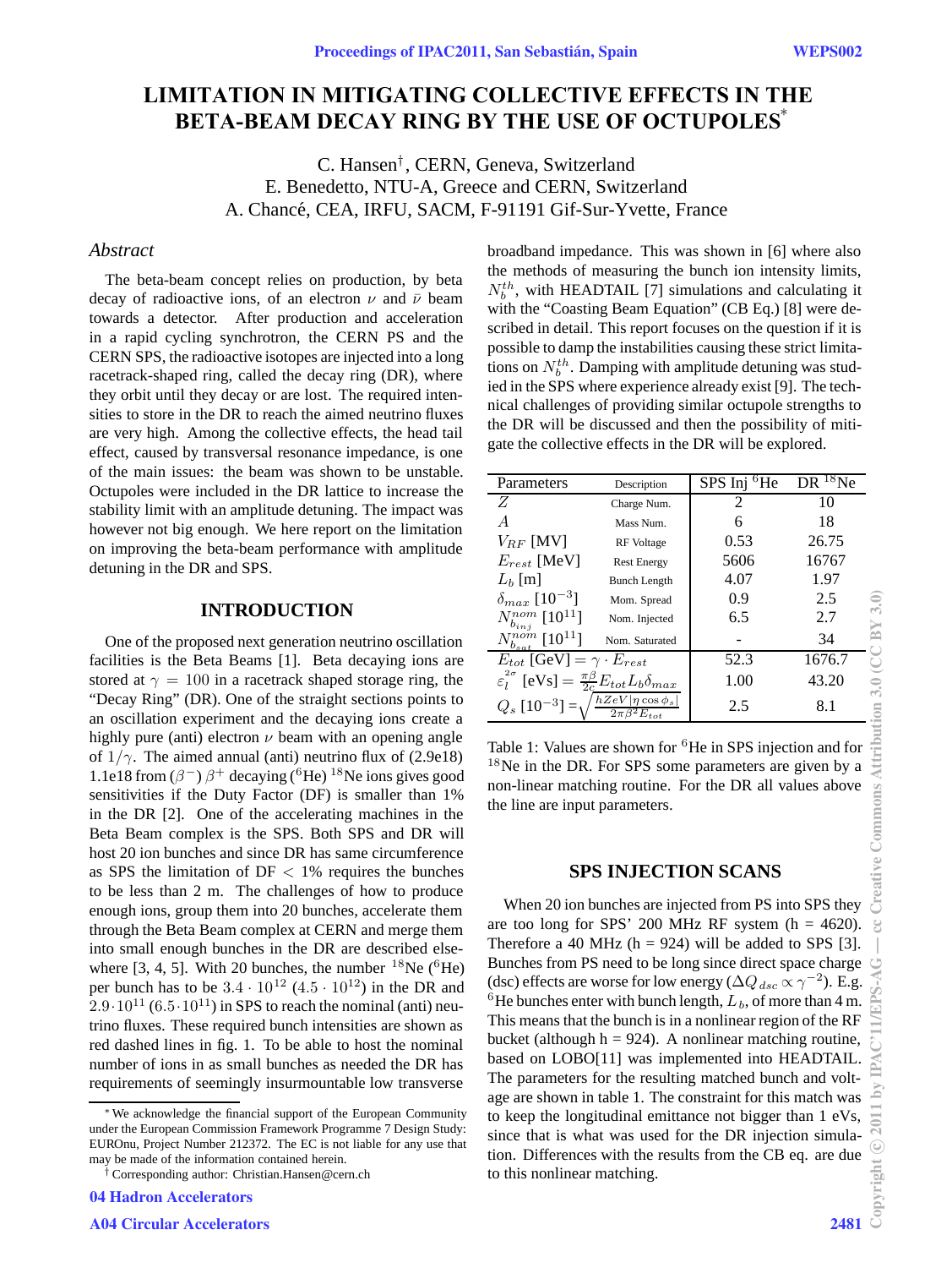# LIMITATION IN MITIGATING COLLECTIVE EFFECTS IN THE BETA-BEAM DECAY RING BY THE USE OF OCTUPOLES*

C. Hansen†, CERN, Geneva, Switzerland
E. Benedetto, NTU-A, Greece and CERN, Switzerland
A. Chancé, CEA, IRFU, SACM, F-91191 Gif-Sur-Yvette, France

## *Abstract*

The beta-beam concept relies on production, by beta decay of radioactive ions, of an electron $\nu$ and $\bar{\nu}$ beam towards a detector. After production and acceleration in a rapid cycling synchrotron, the CERN PS and the CERN SPS, the radioactive isotopes are injected into a long racetrack-shaped ring, called the decay ring (DR), where they orbit until they decay or are lost. The required intensities to store in the DR to reach the aimed neutrino fluxes are very high. Among the collective effects, the head tail effect, caused by transversal resonance impedance, is one of the main issues: the beam was shown to be unstable. Octupoles were included in the DR lattice to increase the stability limit with an amplitude detuning. The impact was however not big enough. We here report on the limitation on improving the beta-beam performance with amplitude detuning in the DR and SPS.

## INTRODUCTION

One of the proposed next generation neutrino oscillation facilities is the Beta Beams [1]. Beta decaying ions are stored at $\gamma = 100$ in a racetrack shaped storage ring, the "Decay Ring" (DR). One of the straight sections points to an oscillation experiment and the decaying ions create a highly pure (anti) electron $\nu$ beam with an opening angle of $1/\gamma$. The aimed annual (anti) neutrino flux of (2.9e18) 1.1e18 from ($\beta^-$) $\beta^+$ decaying ($^6$He) $^{18}$Ne ions gives good sensitivities if the Duty Factor (DF) is smaller than 1% in the DR [2]. One of the accelerating machines in the Beta Beam complex is the SPS. Both SPS and DR will host 20 ion bunches and since DR has same circumference as SPS the limitation of DF $< 1\%$ requires the bunches to be less than 2 m. The challenges of how to produce enough ions, group them into 20 bunches, accelerate them through the Beta Beam complex at CERN and merge them into small enough bunches in the DR are described elsewhere [3, 4, 5]. With 20 bunches, the number $^{18}$Ne ($^6$He) per bunch has to be $3.4 \cdot 10^{12}$ ($4.5 \cdot 10^{12}$) in the DR and $2.9 \cdot 10^{11}$ ($6.5 \cdot 10^{11}$) in SPS to reach the nominal (anti) neutrino fluxes. These required bunch intensities are shown as red dashed lines in fig. 1. To be able to host the nominal number of ions in as small bunches as needed the DR has requirements of seemingly insurmountable low transverse broadband impedance. This was shown in [6] where also the methods of measuring the bunch ion intensity limits, $N_b^{th}$, with HEADTAIL [7] simulations and calculating it with the "Coasting Beam Equation" (CB Eq.) [8] were described in detail. This report focuses on the question if it is possible to damp the instabilities causing these strict limitations on $N_b^{th}$. Damping with amplitude detuning was studied in the SPS where experience already exist [9]. The technical challenges of providing similar octupole strengths to the DR will be discussed and then the possibility of mitigate the collective effects in the DR will be explored.

| Parameters | Description | SPS Inj $^6$He | DR $^{18}$Ne |
|---|---|---|---|
| $Z$ | Charge Num. | 2 | 10 |
| $A$ | Mass Num. | 6 | 18 |
| $V_{RF}$ [MV] | RF Voltage | 0.53 | 26.75 |
| $E_{rest}$ [MeV] | Rest Energy | 5606 | 16767 |
| $L_b$ [m] | Bunch Length | 4.07 | 1.97 |
| $\delta_{max}$ [$10^{-3}$] | Mom. Spread | 0.9 | 2.5 |
| $N_{b_{inj}}^{nom}$ [$10^{11}$] | Nom. Injected | 6.5 | 2.7 |
| $N_{b_{sat}}^{nom}$ [$10^{11}$] | Nom. Saturated | - | 34 |
| $E_{tot}$ [GeV] $= \gamma \cdot E_{rest}$ | | 52.3 | 1676.7 |
| $\varepsilon_l^{2\sigma}$ [eVs] $= \frac{\pi\beta}{2c} E_{tot} L_b \delta_{max}$ | | 1.00 | 43.20 |
| $Q_s$ [$10^{-3}$] $= \sqrt{\frac{hZeV\lvert\eta\cos\phi_s\rvert}{2\pi\beta^2 E_{tot}}}$ | | 2.5 | 8.1 |

Table 1: Values are shown for $^6$He in SPS injection and for $^{18}$Ne in the DR. For SPS some parameters are given by a non-linear matching routine. For the DR all values above the line are input parameters.

## SPS INJECTION SCANS

When 20 ion bunches are injected from PS into SPS they are too long for SPS' 200 MHz RF system (h = 4620). Therefore a 40 MHz (h = 924) will be added to SPS [3]. Bunches from PS need to be long since direct space charge (dsc) effects are worse for low energy ($\Delta Q_{dsc} \propto \gamma^{-2}$). E.g. $^6$He bunches enter with bunch length, $L_b$, of more than 4 m. This means that the bunch is in a nonlinear region of the RF bucket (although h = 924). A nonlinear matching routine, based on LOBO[11] was implemented into HEADTAIL. The parameters for the resulting matched bunch and voltage are shown in table 1. The constraint for this match was to keep the longitudinal emittance not bigger than 1 eVs, since that is what was used for the DR injection simulation. Differences with the results from the CB eq. are due to this nonlinear matching.

---

* We acknowledge the financial support of the European Community under the European Commission Framework Programme 7 Design Study: EUROnu, Project Number 212372. The EC is not liable for any use that may be made of the information contained herein.

† Corresponding author: Christian.Hansen@cern.ch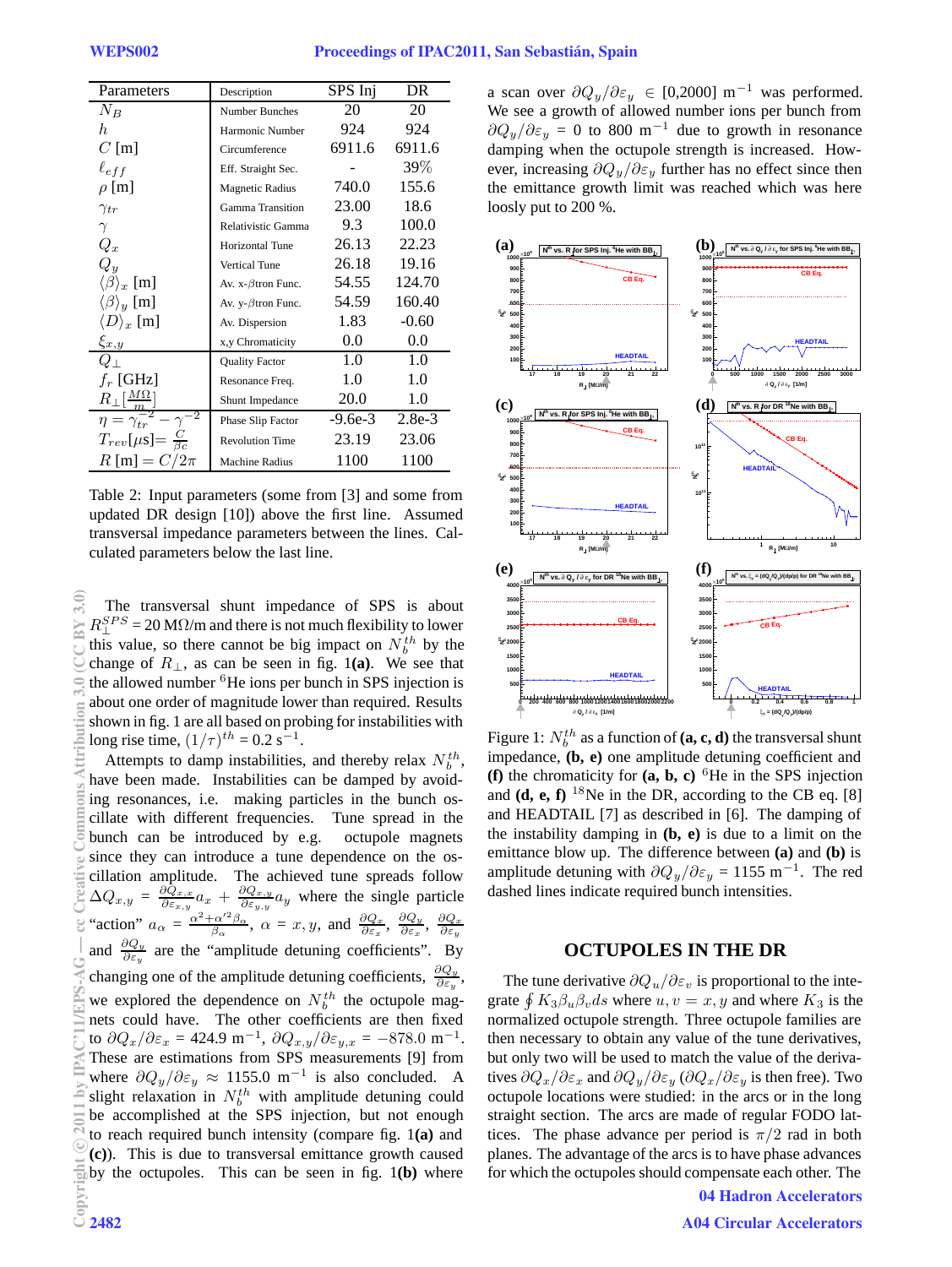| Parameters | Description | SPS Inj | DR |
|---|---|---|---|
| $N_B$ | Number Bunches | 20 | 20 |
| $h$ | Harmonic Number | 924 | 924 |
| $C$ [m] | Circumference | 6911.6 | 6911.6 |
| $\ell_{eff}$ | Eff. Straight Sec. | - | 39% |
| $\rho$ [m] | Magnetic Radius | 740.0 | 155.6 |
| $\gamma_{tr}$ | Gamma Transition | 23.00 | 18.6 |
| $\gamma$ | Relativistic Gamma | 9.3 | 100.0 |
| $Q_x$ | Horizontal Tune | 26.13 | 22.23 |
| $Q_y$ | Vertical Tune | 26.18 | 19.16 |
| $\langle\beta\rangle_x$ [m] | Av. x-$\beta$tron Func. | 54.55 | 124.70 |
| $\langle\beta\rangle_y$ [m] | Av. y-$\beta$tron Func. | 54.59 | 160.40 |
| $\langle D\rangle_x$ [m] | Av. Dispersion | 1.83 | -0.60 |
| $\xi_{x,y}$ | x,y Chromaticity | 0.0 | 0.0 |
| $Q_\perp$ | Quality Factor | 1.0 | 1.0 |
| $f_r$ [GHz] | Resonance Freq. | 1.0 | 1.0 |
| $R_\perp[\frac{M\Omega}{m}]$ | Shunt Impedance | 20.0 | 1.0 |
| $\eta = \gamma_{tr}^{-2} - \gamma^{-2}$ | Phase Slip Factor | -9.6e-3 | 2.8e-3 |
| $T_{rev}[\mu s] = \frac{C}{\beta c}$ | Revolution Time | 23.19 | 23.06 |
| $R$ [m] $= C/2\pi$ | Machine Radius | 1100 | 1100 |

Table 2: Input parameters (some from [3] and some from updated DR design [10]) above the first line. Assumed transversal impedance parameters between the lines. Calculated parameters below the last line.

The transversal shunt impedance of SPS is about $R_\perp^{SPS}$ = 20 M$\Omega$/m and there is not much flexibility to lower this value, so there cannot be big impact on $N_b^{th}$ by the change of $R_\perp$, as can be seen in fig. 1**(a)**. We see that the allowed number $^6$He ions per bunch in SPS injection is about one order of magnitude lower than required. Results shown in fig. 1 are all based on probing for instabilities with long rise time, $(1/\tau)^{th} = 0.2$ s$^{-1}$.

Attempts to damp instabilities, and thereby relax $N_b^{th}$, have been made. Instabilities can be damped by avoiding resonances, i.e. making particles in the bunch oscillate with different frequencies. Tune spread in the bunch can be introduced by e.g. octupole magnets since they can introduce a tune dependence on the oscillation amplitude. The achieved tune spreads follow $\Delta Q_{x,y} = \frac{\partial Q_{x,x}}{\partial \varepsilon_{x,y}} a_x + \frac{\partial Q_{x,y}}{\partial \varepsilon_{y,y}} a_y$ where the single particle "action" $a_\alpha = \frac{\alpha^2 + \alpha'^2 \beta_\alpha}{\beta_\alpha}$, $\alpha = x, y$, and $\frac{\partial Q_x}{\partial \varepsilon_x}$, $\frac{\partial Q_y}{\partial \varepsilon_x}$, $\frac{\partial Q_x}{\partial \varepsilon_y}$ and $\frac{\partial Q_y}{\partial \varepsilon_y}$ are the "amplitude detuning coefficients". By changing one of the amplitude detuning coefficients, $\frac{\partial Q_y}{\partial \varepsilon_y}$, we explored the dependence on $N_b^{th}$ the octupole magnets could have. The other coefficients are then fixed to $\partial Q_x/\partial\varepsilon_x$ = 424.9 m$^{-1}$, $\partial Q_{x,y}/\partial\varepsilon_{y,x}$ = $-878.0$ m$^{-1}$. These are estimations from SPS measurements [9] from where $\partial Q_y/\partial\varepsilon_y \approx 1155.0$ m$^{-1}$ is also concluded. A slight relaxation in $N_b^{th}$ with amplitude detuning could be accomplished at the SPS injection, but not enough to reach required bunch intensity (compare fig. 1**(a)** and **(c)**). This is due to transversal emittance growth caused by the octupoles. This can be seen in fig. 1**(b)** where a scan over $\partial Q_y/\partial\varepsilon_y \in [0,2000]$ m$^{-1}$ was performed. We see a growth of allowed number ions per bunch from $\partial Q_y/\partial\varepsilon_y$ = 0 to 800 m$^{-1}$ due to growth in resonance damping when the octupole strength is increased. However, increasing $\partial Q_y/\partial\varepsilon_y$ further has no effect since then the emittance growth limit was reached which was here loosely put to 200 %.

Figure 1: $N_b^{th}$ as a function of **(a, c, d)** the transversal shunt impedance, **(b, e)** one amplitude detuning coefficient and **(f)** the chromaticity for **(a, b, c)** $^6$He in the SPS injection and **(d, e, f)** $^{18}$Ne in the DR, according to the CB eq. [8] and HEADTAIL [7] as described in [6]. The damping of the instability damping in **(b, e)** is due to a limit on the emittance blow up. The difference between **(a)** and **(b)** is amplitude detuning with $\partial Q_y/\partial\varepsilon_y$ = 1155 m$^{-1}$. The red dashed lines indicate required bunch intensities.

## OCTUPOLES IN THE DR

The tune derivative $\partial Q_u/\partial\varepsilon_v$ is proportional to the integrate $\oint K_3 \beta_u \beta_v ds$ where $u, v = x, y$ and where $K_3$ is the normalized octupole strength. Three octupole families are then necessary to obtain any value of the tune derivatives, but only two will be used to match the value of the derivatives $\partial Q_x/\partial\varepsilon_x$ and $\partial Q_y/\partial\varepsilon_y$ ($\partial Q_x/\partial\varepsilon_y$ is then free). Two octupole locations were studied: in the arcs or in the long straight section. The arcs are made of regular FODO lattices. The phase advance per period is $\pi/2$ rad in both planes. The advantage of the arcs is to have phase advances for which the octupoles should compensate each other. The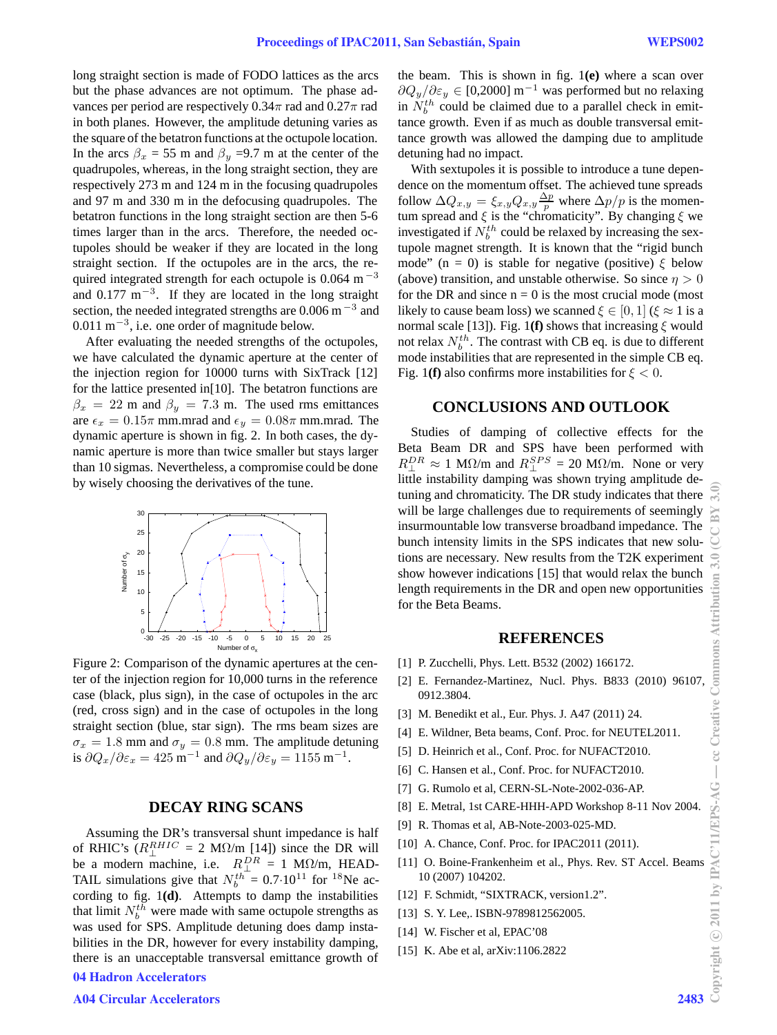long straight section is made of FODO lattices as the arcs but the phase advances are not optimum. The phase advances per period are respectively $0.34\pi$ rad and $0.27\pi$ rad in both planes. However, the amplitude detuning varies as the square of the betatron functions at the octupole location. In the arcs $\beta_x$ = 55 m and $\beta_y$ =9.7 m at the center of the quadrupoles, whereas, in the long straight section, they are respectively 273 m and 124 m in the focusing quadrupoles and 97 m and 330 m in the defocusing quadrupoles. The betatron functions in the long straight section are then 5-6 times larger than in the arcs. Therefore, the needed octupoles should be weaker if they are located in the long straight section. If the octupoles are in the arcs, the required integrated strength for each octupole is 0.064 m$^{-3}$ and 0.177 m$^{-3}$. If they are located in the long straight section, the needed integrated strengths are 0.006 m$^{-3}$ and 0.011 m$^{-3}$, i.e. one order of magnitude below.

After evaluating the needed strengths of the octupoles, we have calculated the dynamic aperture at the center of the injection region for 10000 turns with SixTrack [12] for the lattice presented in[10]. The betatron functions are $\beta_x = 22$ m and $\beta_y = 7.3$ m. The used rms emittances are $\epsilon_x = 0.15\pi$ mm.mrad and $\epsilon_y = 0.08\pi$ mm.mrad. The dynamic aperture is shown in fig. 2. In both cases, the dynamic aperture is more than twice smaller but stays larger than 10 sigmas. Nevertheless, a compromise could be done by wisely choosing the derivatives of the tune.

Number of $\sigma_y$
30
25
20
15
10
5
0
-30 -25 -20 -15 -10 -5 0 5 10 15 20 25
Number of $\sigma_x$

Figure 2: Comparison of the dynamic apertures at the center of the injection region for 10,000 turns in the reference case (black, plus sign), in the case of octupoles in the arc (red, cross sign) and in the case of octupoles in the long straight section (blue, star sign). The rms beam sizes are $\sigma_x = 1.8$ mm and $\sigma_y = 0.8$ mm. The amplitude detuning is $\partial Q_x/\partial\varepsilon_x = 425$ m$^{-1}$ and $\partial Q_y/\partial\varepsilon_y = 1155$ m$^{-1}$.

## DECAY RING SCANS

Assuming the DR's transversal shunt impedance is half of RHIC's ($R_\perp^{RHIC}$ = 2 M$\Omega$/m [14]) since the DR will be a modern machine, i.e. $R_\perp^{DR}$ = 1 M$\Omega$/m, HEADTAIL simulations give that $N_b^{th}$ = 0.7$\cdot$10$^{11}$ for $^{18}$Ne according to fig. 1**(d)**. Attempts to damp the instabilities that limit $N_b^{th}$ were made with same octupole strengths as was used for SPS. Amplitude detuning does damp instabilities in the DR, however for every instability damping, there is an unacceptable transversal emittance growth of the beam. This is shown in fig. 1**(e)** where a scan over $\partial Q_y/\partial\varepsilon_y \in$ [0,2000] m$^{-1}$ was performed but no relaxing in $N_b^{th}$ could be claimed due to a parallel check in emittance growth. Even if as much as double transversal emittance growth was allowed the damping due to amplitude detuning had no impact.

With sextupoles it is possible to introduce a tune dependence on the momentum offset. The achieved tune spreads follow $\Delta Q_{x,y} = \xi_{x,y} Q_{x,y}\frac{\Delta p}{p}$ where $\Delta p/p$ is the momentum spread and $\xi$ is the "chromaticity". By changing $\xi$ we investigated if $N_b^{th}$ could be relaxed by increasing the sextupole magnet strength. It is known that the "rigid bunch mode" (n = 0) is stable for negative (positive) $\xi$ below (above) transition, and unstable otherwise. So since $\eta > 0$ for the DR and since n = 0 is the most crucial mode (most likely to cause beam loss) we scanned $\xi \in [0, 1]$ ($\xi \approx 1$ is a normal scale [13]). Fig. 1**(f)** shows that increasing $\xi$ would not relax $N_b^{th}$. The contrast with CB eq. is due to different mode instabilities that are represented in the simple CB eq. Fig. 1**(f)** also confirms more instabilities for $\xi < 0$.

## CONCLUSIONS AND OUTLOOK

Studies of damping of collective effects for the Beta Beam DR and SPS have been performed with $R_\perp^{DR} \approx$ 1 M$\Omega$/m and $R_\perp^{SPS}$ = 20 M$\Omega$/m. None or very little instability damping was shown trying amplitude detuning and chromaticity. The DR study indicates that there will be large challenges due to requirements of seemingly insurmountable low transverse broadband impedance. The bunch intensity limits in the SPS indicates that new solutions are necessary. New results from the T2K experiment show however indications [15] that would relax the bunch length requirements in the DR and open new opportunities for the Beta Beams.

## REFERENCES

[1] P. Zucchelli, Phys. Lett. B532 (2002) 166172.

[2] E. Fernandez-Martinez, Nucl. Phys. B833 (2010) 96107, 0912.3804.

[3] M. Benedikt et al., Eur. Phys. J. A47 (2011) 24.

[4] E. Wildner, Beta beams, Conf. Proc. for NEUTEL2011.

[5] D. Heinrich et al., Conf. Proc. for NUFACT2010.

[6] C. Hansen et al., Conf. Proc. for NUFACT2010.

[7] G. Rumolo et al, CERN-SL-Note-2002-036-AP.

[8] E. Metral, 1st CARE-HHH-APD Workshop 8-11 Nov 2004.

[9] R. Thomas et al, AB-Note-2003-025-MD.

[10] A. Chance, Conf. Proc. for IPAC2011 (2011).

[11] O. Boine-Frankenheim et al., Phys. Rev. ST Accel. Beams 10 (2007) 104202.

[12] F. Schmidt, "SIXTRACK, version1.2".

[13] S. Y. Lee,. ISBN-9789812562005.

[14] W. Fischer et al, EPAC'08

[15] K. Abe et al, arXiv:1106.2822